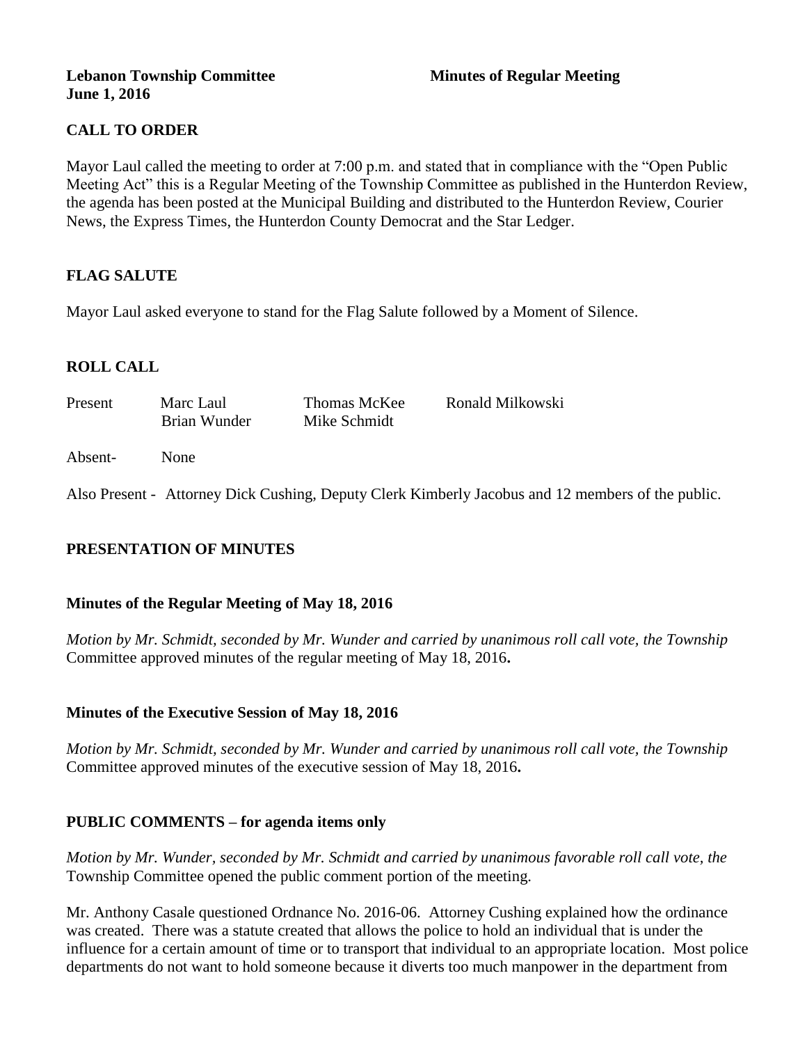**Lebanon Township Committee** **Minutes of Regular Meeting**
**June 1, 2016**

## CALL TO ORDER

Mayor Laul called the meeting to order at 7:00 p.m. and stated that in compliance with the "Open Public Meeting Act" this is a Regular Meeting of the Township Committee as published in the Hunterdon Review, the agenda has been posted at the Municipal Building and distributed to the Hunterdon Review, Courier News, the Express Times, the Hunterdon County Democrat and the Star Ledger.

## FLAG SALUTE

Mayor Laul asked everyone to stand for the Flag Salute followed by a Moment of Silence.

## ROLL CALL

| Present | Marc Laul | Thomas McKee | Ronald Milkowski |
|---|---|---|---|
| | Brian Wunder | Mike Schmidt | |

Absent- None

Also Present - Attorney Dick Cushing, Deputy Clerk Kimberly Jacobus and 12 members of the public.

## PRESENTATION OF MINUTES

### Minutes of the Regular Meeting of May 18, 2016

*Motion by Mr. Schmidt, seconded by Mr. Wunder and carried by unanimous roll call vote, the Township* Committee approved minutes of the regular meeting of May 18, 2016**.**

### Minutes of the Executive Session of May 18, 2016

*Motion by Mr. Schmidt, seconded by Mr. Wunder and carried by unanimous roll call vote, the Township* Committee approved minutes of the executive session of May 18, 2016**.**

## PUBLIC COMMENTS – for agenda items only

*Motion by Mr. Wunder, seconded by Mr. Schmidt and carried by unanimous favorable roll call vote, the* Township Committee opened the public comment portion of the meeting.

Mr. Anthony Casale questioned Ordnance No. 2016-06. Attorney Cushing explained how the ordinance was created. There was a statute created that allows the police to hold an individual that is under the influence for a certain amount of time or to transport that individual to an appropriate location. Most police departments do not want to hold someone because it diverts too much manpower in the department from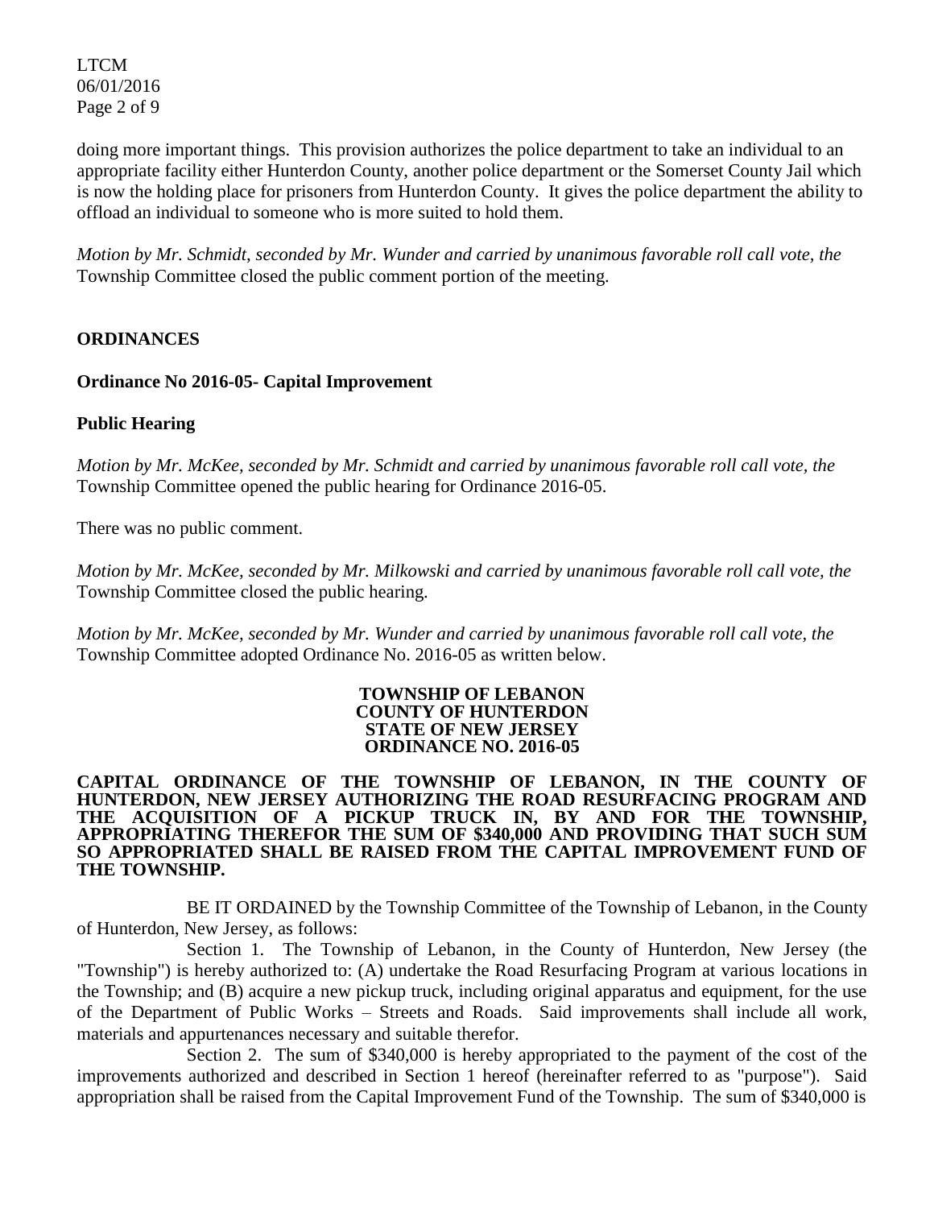doing more important things. This provision authorizes the police department to take an individual to an appropriate facility either Hunterdon County, another police department or the Somerset County Jail which is now the holding place for prisoners from Hunterdon County. It gives the police department the ability to offload an individual to someone who is more suited to hold them.

*Motion by Mr. Schmidt, seconded by Mr. Wunder and carried by unanimous favorable roll call vote, the* Township Committee closed the public comment portion of the meeting.

## ORDINANCES

### Ordinance No 2016-05- Capital Improvement

### Public Hearing

*Motion by Mr. McKee, seconded by Mr. Schmidt and carried by unanimous favorable roll call vote, the* Township Committee opened the public hearing for Ordinance 2016-05.

There was no public comment.

*Motion by Mr. McKee, seconded by Mr. Milkowski and carried by unanimous favorable roll call vote, the* Township Committee closed the public hearing.

*Motion by Mr. McKee, seconded by Mr. Wunder and carried by unanimous favorable roll call vote, the* Township Committee adopted Ordinance No. 2016-05 as written below.

**TOWNSHIP OF LEBANON**
**COUNTY OF HUNTERDON**
**STATE OF NEW JERSEY**
**ORDINANCE NO. 2016-05**

**CAPITAL ORDINANCE OF THE TOWNSHIP OF LEBANON, IN THE COUNTY OF HUNTERDON, NEW JERSEY AUTHORIZING THE ROAD RESURFACING PROGRAM AND THE ACQUISITION OF A PICKUP TRUCK IN, BY AND FOR THE TOWNSHIP, APPROPRIATING THEREFOR THE SUM OF $340,000 AND PROVIDING THAT SUCH SUM SO APPROPRIATED SHALL BE RAISED FROM THE CAPITAL IMPROVEMENT FUND OF THE TOWNSHIP.**

BE IT ORDAINED by the Township Committee of the Township of Lebanon, in the County of Hunterdon, New Jersey, as follows:

Section 1. The Township of Lebanon, in the County of Hunterdon, New Jersey (the "Township") is hereby authorized to: (A) undertake the Road Resurfacing Program at various locations in the Township; and (B) acquire a new pickup truck, including original apparatus and equipment, for the use of the Department of Public Works – Streets and Roads. Said improvements shall include all work, materials and appurtenances necessary and suitable therefor.

Section 2. The sum of $340,000 is hereby appropriated to the payment of the cost of the improvements authorized and described in Section 1 hereof (hereinafter referred to as "purpose"). Said appropriation shall be raised from the Capital Improvement Fund of the Township. The sum of $340,000 is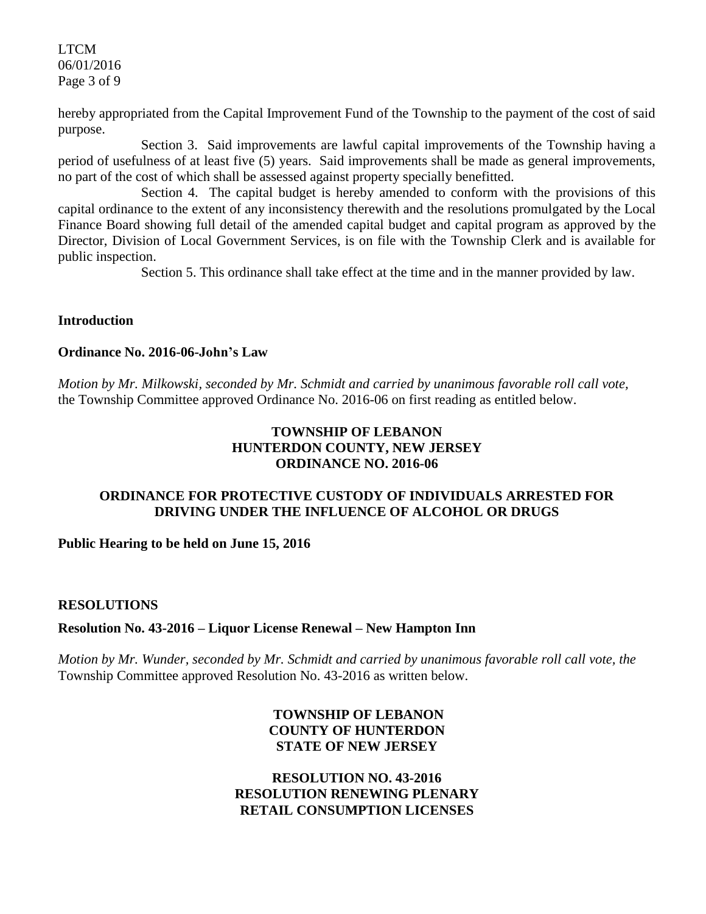hereby appropriated from the Capital Improvement Fund of the Township to the payment of the cost of said purpose.

Section 3. Said improvements are lawful capital improvements of the Township having a period of usefulness of at least five (5) years. Said improvements shall be made as general improvements, no part of the cost of which shall be assessed against property specially benefitted.

Section 4. The capital budget is hereby amended to conform with the provisions of this capital ordinance to the extent of any inconsistency therewith and the resolutions promulgated by the Local Finance Board showing full detail of the amended capital budget and capital program as approved by the Director, Division of Local Government Services, is on file with the Township Clerk and is available for public inspection.

Section 5. This ordinance shall take effect at the time and in the manner provided by law.

**Introduction**

**Ordinance No. 2016-06-John's Law**

*Motion by Mr. Milkowski, seconded by Mr. Schmidt and carried by unanimous favorable roll call vote,* the Township Committee approved Ordinance No. 2016-06 on first reading as entitled below.

**TOWNSHIP OF LEBANON**
**HUNTERDON COUNTY, NEW JERSEY**
**ORDINANCE NO. 2016-06**

**ORDINANCE FOR PROTECTIVE CUSTODY OF INDIVIDUALS ARRESTED FOR DRIVING UNDER THE INFLUENCE OF ALCOHOL OR DRUGS**

**Public Hearing to be held on June 15, 2016**

**RESOLUTIONS**

**Resolution No. 43-2016 – Liquor License Renewal – New Hampton Inn**

*Motion by Mr. Wunder, seconded by Mr. Schmidt and carried by unanimous favorable roll call vote, the* Township Committee approved Resolution No. 43-2016 as written below.

**TOWNSHIP OF LEBANON**
**COUNTY OF HUNTERDON**
**STATE OF NEW JERSEY**

**RESOLUTION NO. 43-2016**
**RESOLUTION RENEWING PLENARY RETAIL CONSUMPTION LICENSES**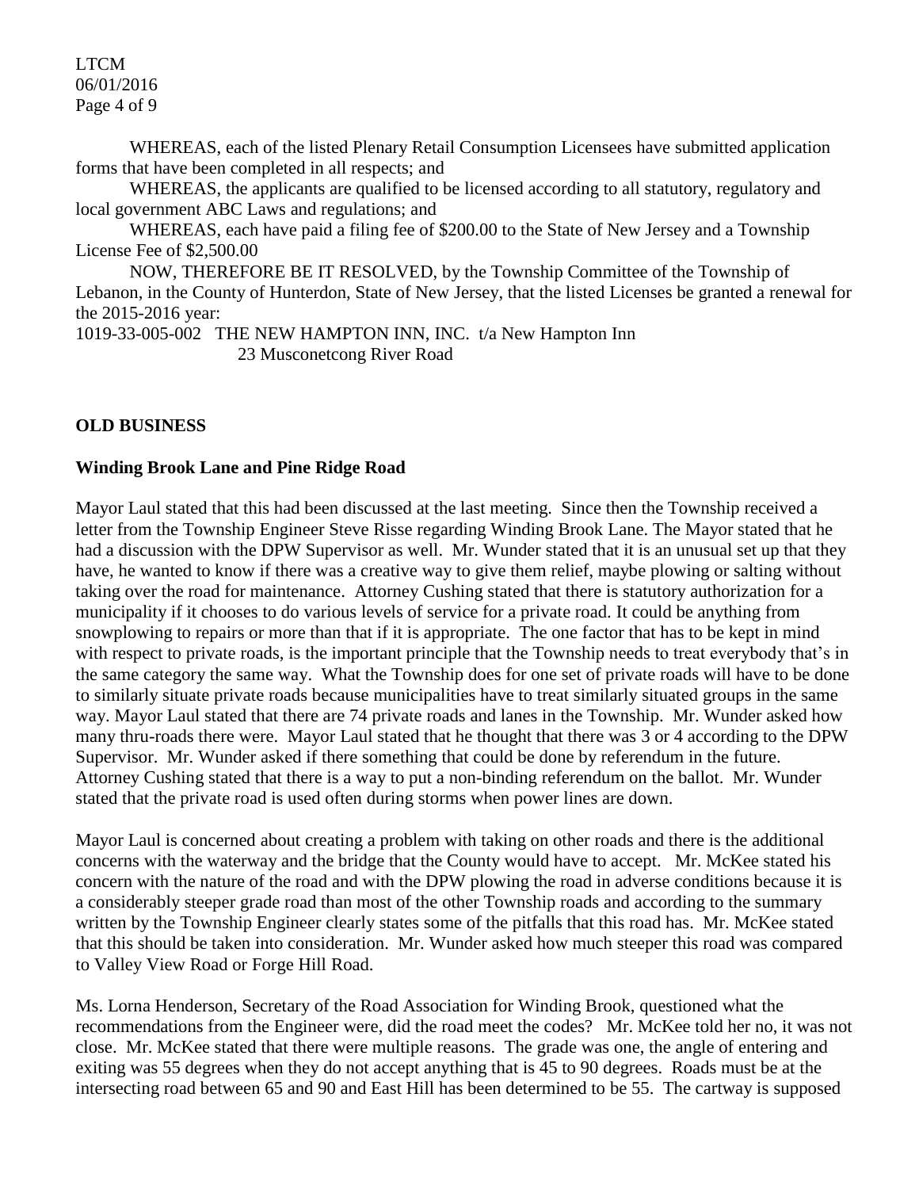WHEREAS, each of the listed Plenary Retail Consumption Licensees have submitted application forms that have been completed in all respects; and

WHEREAS, the applicants are qualified to be licensed according to all statutory, regulatory and local government ABC Laws and regulations; and

WHEREAS, each have paid a filing fee of $200.00 to the State of New Jersey and a Township License Fee of $2,500.00

NOW, THEREFORE BE IT RESOLVED, by the Township Committee of the Township of Lebanon, in the County of Hunterdon, State of New Jersey, that the listed Licenses be granted a renewal for the 2015-2016 year:

1019-33-005-002 THE NEW HAMPTON INN, INC. t/a New Hampton Inn
23 Musconetcong River Road

## OLD BUSINESS

### Winding Brook Lane and Pine Ridge Road

Mayor Laul stated that this had been discussed at the last meeting. Since then the Township received a letter from the Township Engineer Steve Risse regarding Winding Brook Lane. The Mayor stated that he had a discussion with the DPW Supervisor as well. Mr. Wunder stated that it is an unusual set up that they have, he wanted to know if there was a creative way to give them relief, maybe plowing or salting without taking over the road for maintenance. Attorney Cushing stated that there is statutory authorization for a municipality if it chooses to do various levels of service for a private road. It could be anything from snowplowing to repairs or more than that if it is appropriate. The one factor that has to be kept in mind with respect to private roads, is the important principle that the Township needs to treat everybody that's in the same category the same way. What the Township does for one set of private roads will have to be done to similarly situate private roads because municipalities have to treat similarly situated groups in the same way. Mayor Laul stated that there are 74 private roads and lanes in the Township. Mr. Wunder asked how many thru-roads there were. Mayor Laul stated that he thought that there was 3 or 4 according to the DPW Supervisor. Mr. Wunder asked if there something that could be done by referendum in the future. Attorney Cushing stated that there is a way to put a non-binding referendum on the ballot. Mr. Wunder stated that the private road is used often during storms when power lines are down.

Mayor Laul is concerned about creating a problem with taking on other roads and there is the additional concerns with the waterway and the bridge that the County would have to accept. Mr. McKee stated his concern with the nature of the road and with the DPW plowing the road in adverse conditions because it is a considerably steeper grade road than most of the other Township roads and according to the summary written by the Township Engineer clearly states some of the pitfalls that this road has. Mr. McKee stated that this should be taken into consideration. Mr. Wunder asked how much steeper this road was compared to Valley View Road or Forge Hill Road.

Ms. Lorna Henderson, Secretary of the Road Association for Winding Brook, questioned what the recommendations from the Engineer were, did the road meet the codes? Mr. McKee told her no, it was not close. Mr. McKee stated that there were multiple reasons. The grade was one, the angle of entering and exiting was 55 degrees when they do not accept anything that is 45 to 90 degrees. Roads must be at the intersecting road between 65 and 90 and East Hill has been determined to be 55. The cartway is supposed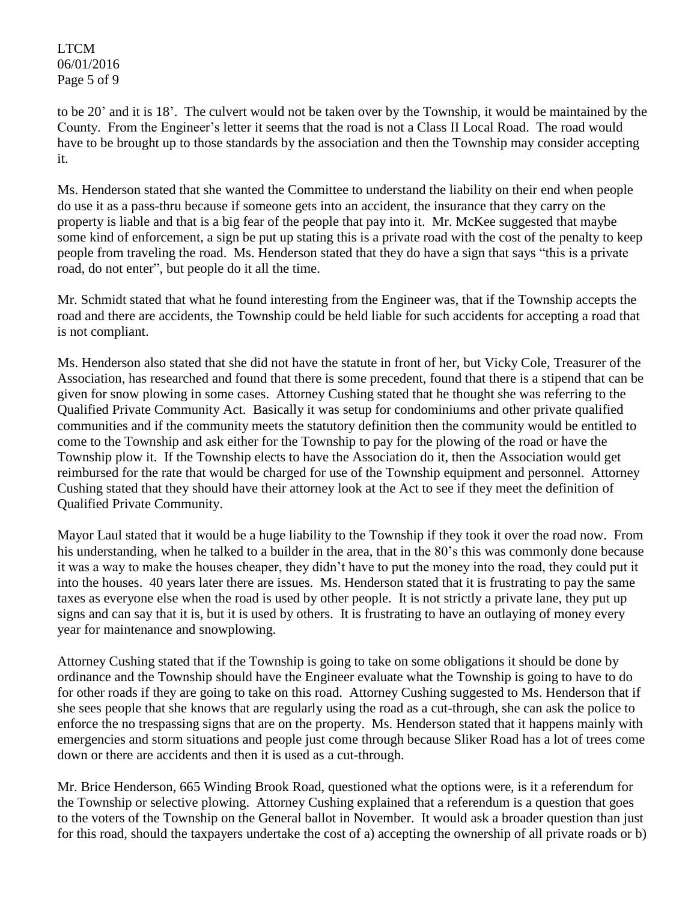to be 20' and it is 18'. The culvert would not be taken over by the Township, it would be maintained by the County. From the Engineer's letter it seems that the road is not a Class II Local Road. The road would have to be brought up to those standards by the association and then the Township may consider accepting it.

Ms. Henderson stated that she wanted the Committee to understand the liability on their end when people do use it as a pass-thru because if someone gets into an accident, the insurance that they carry on the property is liable and that is a big fear of the people that pay into it. Mr. McKee suggested that maybe some kind of enforcement, a sign be put up stating this is a private road with the cost of the penalty to keep people from traveling the road. Ms. Henderson stated that they do have a sign that says "this is a private road, do not enter", but people do it all the time.

Mr. Schmidt stated that what he found interesting from the Engineer was, that if the Township accepts the road and there are accidents, the Township could be held liable for such accidents for accepting a road that is not compliant.

Ms. Henderson also stated that she did not have the statute in front of her, but Vicky Cole, Treasurer of the Association, has researched and found that there is some precedent, found that there is a stipend that can be given for snow plowing in some cases. Attorney Cushing stated that he thought she was referring to the Qualified Private Community Act. Basically it was setup for condominiums and other private qualified communities and if the community meets the statutory definition then the community would be entitled to come to the Township and ask either for the Township to pay for the plowing of the road or have the Township plow it. If the Township elects to have the Association do it, then the Association would get reimbursed for the rate that would be charged for use of the Township equipment and personnel. Attorney Cushing stated that they should have their attorney look at the Act to see if they meet the definition of Qualified Private Community.

Mayor Laul stated that it would be a huge liability to the Township if they took it over the road now. From his understanding, when he talked to a builder in the area, that in the 80's this was commonly done because it was a way to make the houses cheaper, they didn't have to put the money into the road, they could put it into the houses. 40 years later there are issues. Ms. Henderson stated that it is frustrating to pay the same taxes as everyone else when the road is used by other people. It is not strictly a private lane, they put up signs and can say that it is, but it is used by others. It is frustrating to have an outlaying of money every year for maintenance and snowplowing.

Attorney Cushing stated that if the Township is going to take on some obligations it should be done by ordinance and the Township should have the Engineer evaluate what the Township is going to have to do for other roads if they are going to take on this road. Attorney Cushing suggested to Ms. Henderson that if she sees people that she knows that are regularly using the road as a cut-through, she can ask the police to enforce the no trespassing signs that are on the property. Ms. Henderson stated that it happens mainly with emergencies and storm situations and people just come through because Sliker Road has a lot of trees come down or there are accidents and then it is used as a cut-through.

Mr. Brice Henderson, 665 Winding Brook Road, questioned what the options were, is it a referendum for the Township or selective plowing. Attorney Cushing explained that a referendum is a question that goes to the voters of the Township on the General ballot in November. It would ask a broader question than just for this road, should the taxpayers undertake the cost of a) accepting the ownership of all private roads or b)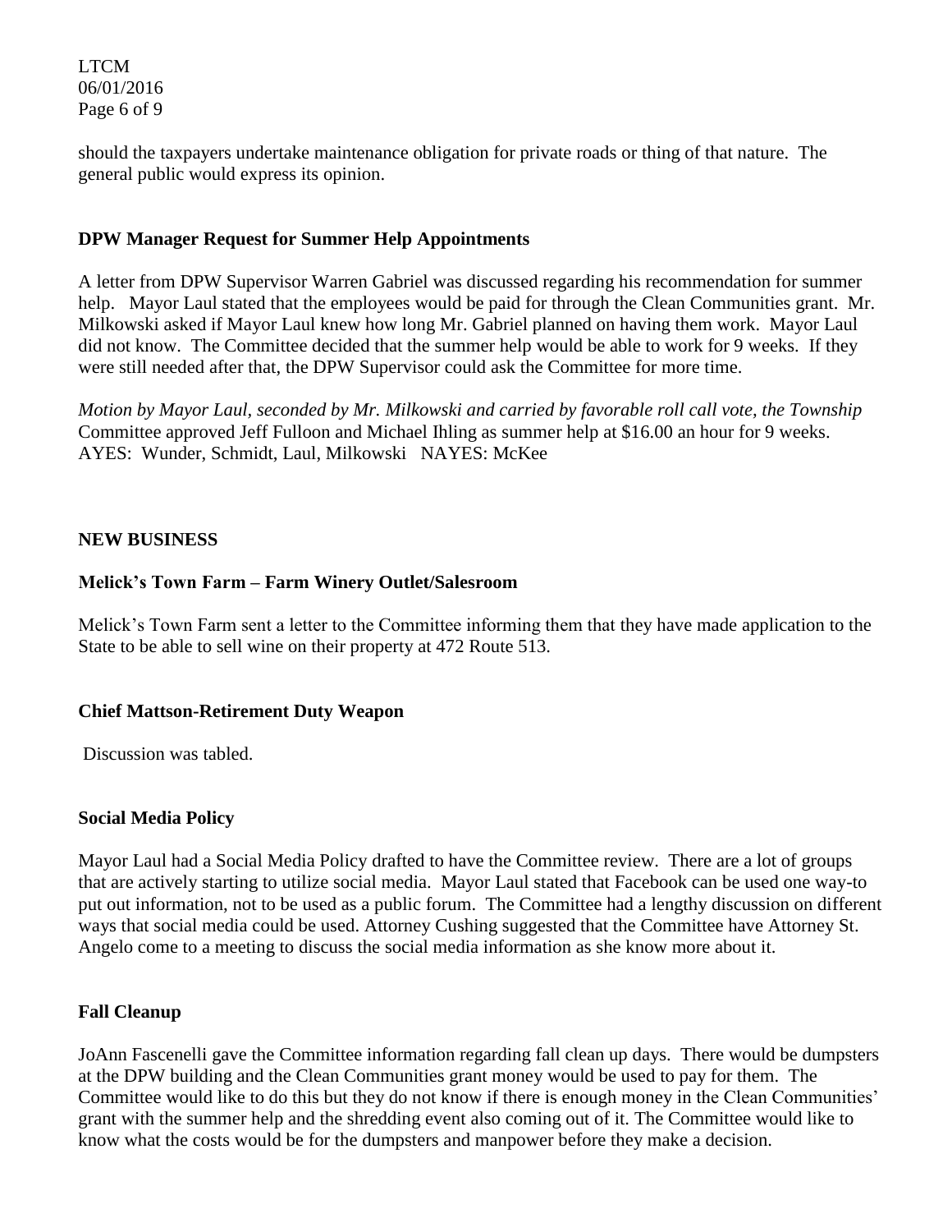should the taxpayers undertake maintenance obligation for private roads or thing of that nature. The general public would express its opinion.

**DPW Manager Request for Summer Help Appointments**

A letter from DPW Supervisor Warren Gabriel was discussed regarding his recommendation for summer help. Mayor Laul stated that the employees would be paid for through the Clean Communities grant. Mr. Milkowski asked if Mayor Laul knew how long Mr. Gabriel planned on having them work. Mayor Laul did not know. The Committee decided that the summer help would be able to work for 9 weeks. If they were still needed after that, the DPW Supervisor could ask the Committee for more time.

*Motion by Mayor Laul, seconded by Mr. Milkowski and carried by favorable roll call vote, the Township* Committee approved Jeff Fulloon and Michael Ihling as summer help at $16.00 an hour for 9 weeks.
AYES: Wunder, Schmidt, Laul, Milkowski NAYES: McKee

**NEW BUSINESS**

**Melick's Town Farm – Farm Winery Outlet/Salesroom**

Melick's Town Farm sent a letter to the Committee informing them that they have made application to the State to be able to sell wine on their property at 472 Route 513.

**Chief Mattson-Retirement Duty Weapon**

Discussion was tabled.

**Social Media Policy**

Mayor Laul had a Social Media Policy drafted to have the Committee review. There are a lot of groups that are actively starting to utilize social media. Mayor Laul stated that Facebook can be used one way-to put out information, not to be used as a public forum. The Committee had a lengthy discussion on different ways that social media could be used. Attorney Cushing suggested that the Committee have Attorney St. Angelo come to a meeting to discuss the social media information as she know more about it.

**Fall Cleanup**

JoAnn Fascenelli gave the Committee information regarding fall clean up days. There would be dumpsters at the DPW building and the Clean Communities grant money would be used to pay for them. The Committee would like to do this but they do not know if there is enough money in the Clean Communities' grant with the summer help and the shredding event also coming out of it. The Committee would like to know what the costs would be for the dumpsters and manpower before they make a decision.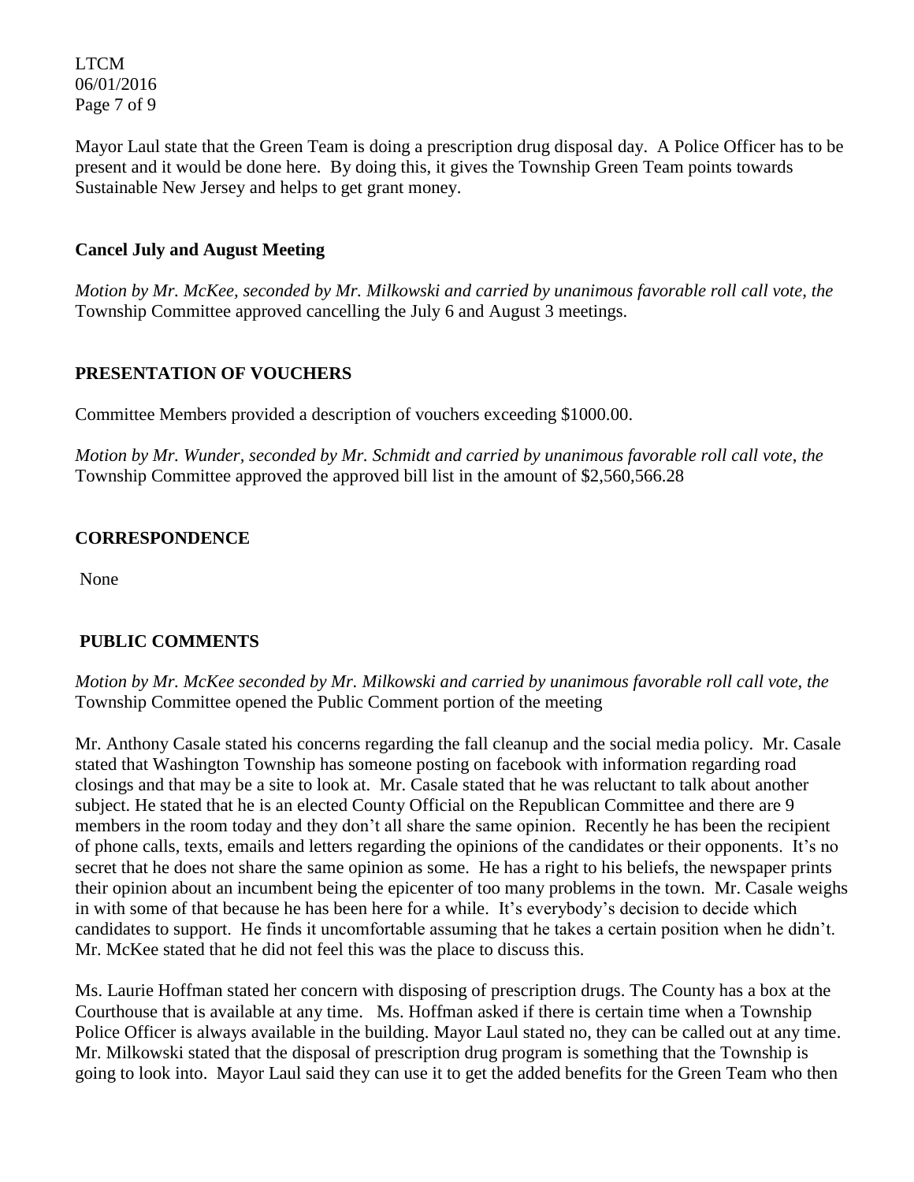Mayor Laul state that the Green Team is doing a prescription drug disposal day. A Police Officer has to be present and it would be done here. By doing this, it gives the Township Green Team points towards Sustainable New Jersey and helps to get grant money.

**Cancel July and August Meeting**

*Motion by Mr. McKee, seconded by Mr. Milkowski and carried by unanimous favorable roll call vote, the* Township Committee approved cancelling the July 6 and August 3 meetings.

**PRESENTATION OF VOUCHERS**

Committee Members provided a description of vouchers exceeding $1000.00.

*Motion by Mr. Wunder, seconded by Mr. Schmidt and carried by unanimous favorable roll call vote, the* Township Committee approved the approved bill list in the amount of $2,560,566.28

**CORRESPONDENCE**

None

**PUBLIC COMMENTS**

*Motion by Mr. McKee seconded by Mr. Milkowski and carried by unanimous favorable roll call vote, the* Township Committee opened the Public Comment portion of the meeting

Mr. Anthony Casale stated his concerns regarding the fall cleanup and the social media policy. Mr. Casale stated that Washington Township has someone posting on facebook with information regarding road closings and that may be a site to look at. Mr. Casale stated that he was reluctant to talk about another subject. He stated that he is an elected County Official on the Republican Committee and there are 9 members in the room today and they don't all share the same opinion. Recently he has been the recipient of phone calls, texts, emails and letters regarding the opinions of the candidates or their opponents. It's no secret that he does not share the same opinion as some. He has a right to his beliefs, the newspaper prints their opinion about an incumbent being the epicenter of too many problems in the town. Mr. Casale weighs in with some of that because he has been here for a while. It's everybody's decision to decide which candidates to support. He finds it uncomfortable assuming that he takes a certain position when he didn't. Mr. McKee stated that he did not feel this was the place to discuss this.

Ms. Laurie Hoffman stated her concern with disposing of prescription drugs. The County has a box at the Courthouse that is available at any time. Ms. Hoffman asked if there is certain time when a Township Police Officer is always available in the building. Mayor Laul stated no, they can be called out at any time. Mr. Milkowski stated that the disposal of prescription drug program is something that the Township is going to look into. Mayor Laul said they can use it to get the added benefits for the Green Team who then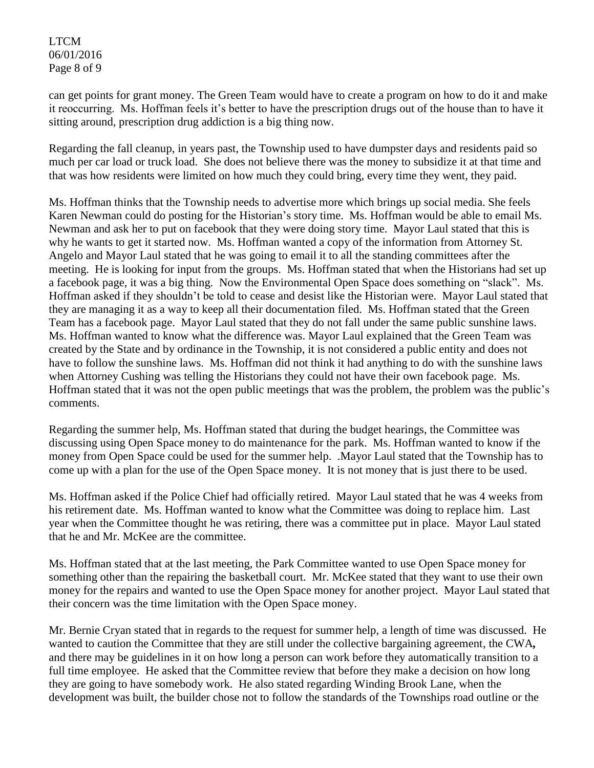can get points for grant money. The Green Team would have to create a program on how to do it and make it reoccurring. Ms. Hoffman feels it's better to have the prescription drugs out of the house than to have it sitting around, prescription drug addiction is a big thing now.

Regarding the fall cleanup, in years past, the Township used to have dumpster days and residents paid so much per car load or truck load. She does not believe there was the money to subsidize it at that time and that was how residents were limited on how much they could bring, every time they went, they paid.

Ms. Hoffman thinks that the Township needs to advertise more which brings up social media. She feels Karen Newman could do posting for the Historian's story time. Ms. Hoffman would be able to email Ms. Newman and ask her to put on facebook that they were doing story time. Mayor Laul stated that this is why he wants to get it started now. Ms. Hoffman wanted a copy of the information from Attorney St. Angelo and Mayor Laul stated that he was going to email it to all the standing committees after the meeting. He is looking for input from the groups. Ms. Hoffman stated that when the Historians had set up a facebook page, it was a big thing. Now the Environmental Open Space does something on "slack". Ms. Hoffman asked if they shouldn't be told to cease and desist like the Historian were. Mayor Laul stated that they are managing it as a way to keep all their documentation filed. Ms. Hoffman stated that the Green Team has a facebook page. Mayor Laul stated that they do not fall under the same public sunshine laws. Ms. Hoffman wanted to know what the difference was. Mayor Laul explained that the Green Team was created by the State and by ordinance in the Township, it is not considered a public entity and does not have to follow the sunshine laws. Ms. Hoffman did not think it had anything to do with the sunshine laws when Attorney Cushing was telling the Historians they could not have their own facebook page. Ms. Hoffman stated that it was not the open public meetings that was the problem, the problem was the public's comments.

Regarding the summer help, Ms. Hoffman stated that during the budget hearings, the Committee was discussing using Open Space money to do maintenance for the park. Ms. Hoffman wanted to know if the money from Open Space could be used for the summer help. .Mayor Laul stated that the Township has to come up with a plan for the use of the Open Space money. It is not money that is just there to be used.

Ms. Hoffman asked if the Police Chief had officially retired. Mayor Laul stated that he was 4 weeks from his retirement date. Ms. Hoffman wanted to know what the Committee was doing to replace him. Last year when the Committee thought he was retiring, there was a committee put in place. Mayor Laul stated that he and Mr. McKee are the committee.

Ms. Hoffman stated that at the last meeting, the Park Committee wanted to use Open Space money for something other than the repairing the basketball court. Mr. McKee stated that they want to use their own money for the repairs and wanted to use the Open Space money for another project. Mayor Laul stated that their concern was the time limitation with the Open Space money.

Mr. Bernie Cryan stated that in regards to the request for summer help, a length of time was discussed. He wanted to caution the Committee that they are still under the collective bargaining agreement, the CWA**,** and there may be guidelines in it on how long a person can work before they automatically transition to a full time employee. He asked that the Committee review that before they make a decision on how long they are going to have somebody work. He also stated regarding Winding Brook Lane, when the development was built, the builder chose not to follow the standards of the Townships road outline or the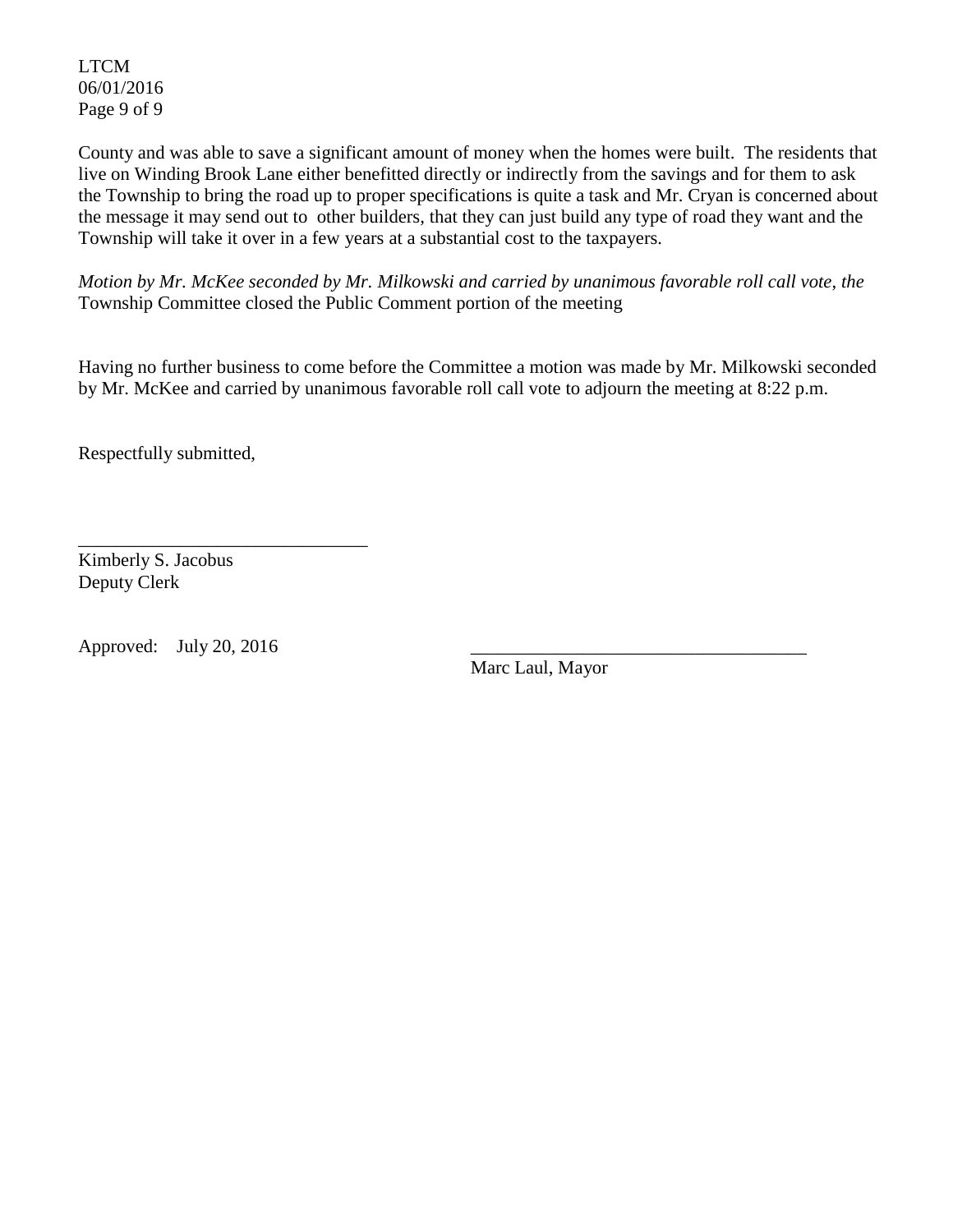County and was able to save a significant amount of money when the homes were built. The residents that live on Winding Brook Lane either benefitted directly or indirectly from the savings and for them to ask the Township to bring the road up to proper specifications is quite a task and Mr. Cryan is concerned about the message it may send out to other builders, that they can just build any type of road they want and the Township will take it over in a few years at a substantial cost to the taxpayers.

*Motion by Mr. McKee seconded by Mr. Milkowski and carried by unanimous favorable roll call vote, the* Township Committee closed the Public Comment portion of the meeting

Having no further business to come before the Committee a motion was made by Mr. Milkowski seconded by Mr. McKee and carried by unanimous favorable roll call vote to adjourn the meeting at 8:22 p.m.

Respectfully submitted,

_______________________________
Kimberly S. Jacobus
Deputy Clerk

Approved: July 20, 2016

_______________________________
Marc Laul, Mayor